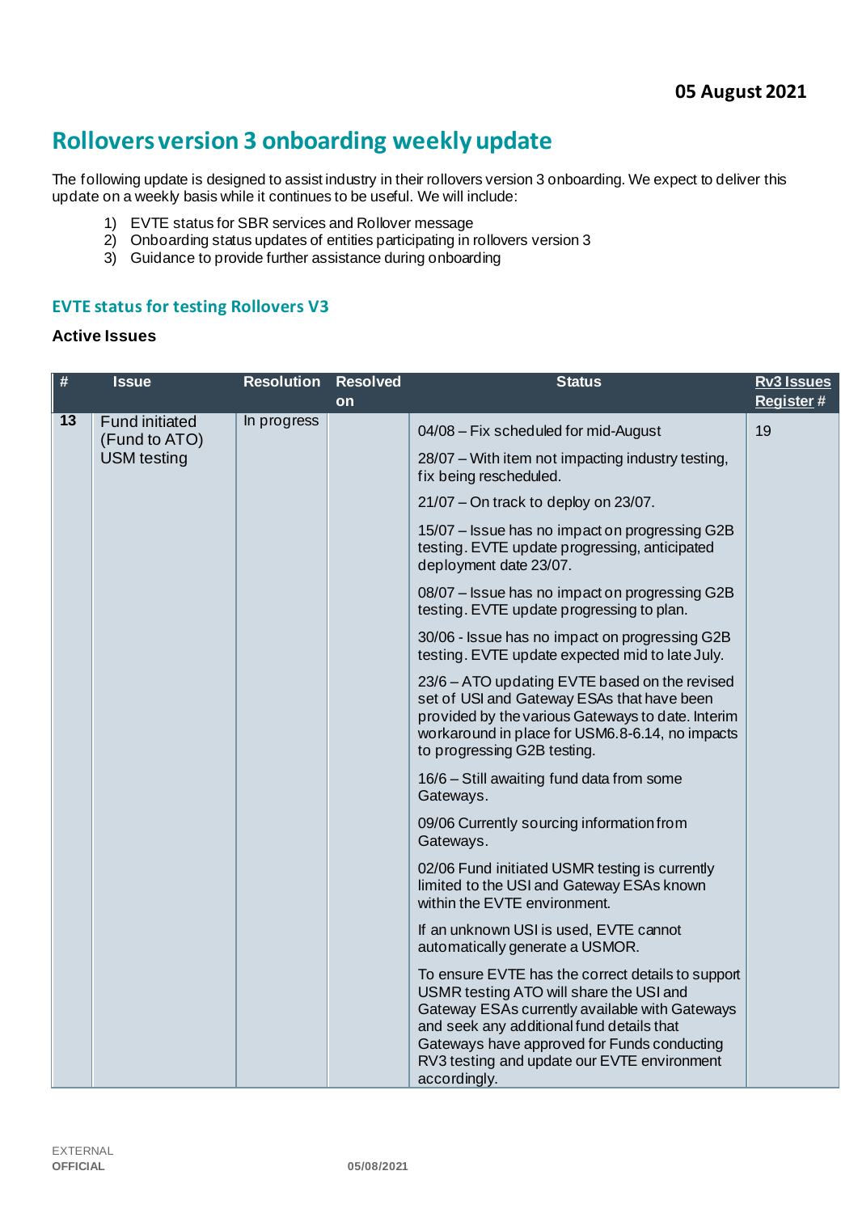**05 August 2021**

# Rollovers version 3 onboarding weekly update

The following update is designed to assist industry in their rollovers version 3 onboarding. We expect to deliver this update on a weekly basis while it continues to be useful. We will include:

1) EVTE status for SBR services and Rollover message
2) Onboarding status updates of entities participating in rollovers version 3
3) Guidance to provide further assistance during onboarding

## EVTE status for testing Rollovers V3

### Active Issues

| # | Issue | Resolution | Resolved on | Status | Rv3 Issues Register # |
|---|---|---|---|---|---|
| 13 | Fund initiated (Fund to ATO) USM testing | In progress | | 04/08 – Fix scheduled for mid-August<br><br>28/07 – With item not impacting industry testing, fix being rescheduled.<br><br>21/07 – On track to deploy on 23/07.<br><br>15/07 – Issue has no impact on progressing G2B testing. EVTE update progressing, anticipated deployment date 23/07.<br><br>08/07 – Issue has no impact on progressing G2B testing. EVTE update progressing to plan.<br><br>30/06 - Issue has no impact on progressing G2B testing. EVTE update expected mid to late July.<br><br>23/6 – ATO updating EVTE based on the revised set of USI and Gateway ESAs that have been provided by the various Gateways to date. Interim workaround in place for USM6.8-6.14, no impacts to progressing G2B testing.<br><br>16/6 – Still awaiting fund data from some Gateways.<br><br>09/06 Currently sourcing information from Gateways.<br><br>02/06 Fund initiated USMR testing is currently limited to the USI and Gateway ESAs known within the EVTE environment.<br><br>If an unknown USI is used, EVTE cannot automatically generate a USMOR.<br><br>To ensure EVTE has the correct details to support USMR testing ATO will share the USI and Gateway ESAs currently available with Gateways and seek any additional fund details that Gateways have approved for Funds conducting RV3 testing and update our EVTE environment accordingly. | 19 |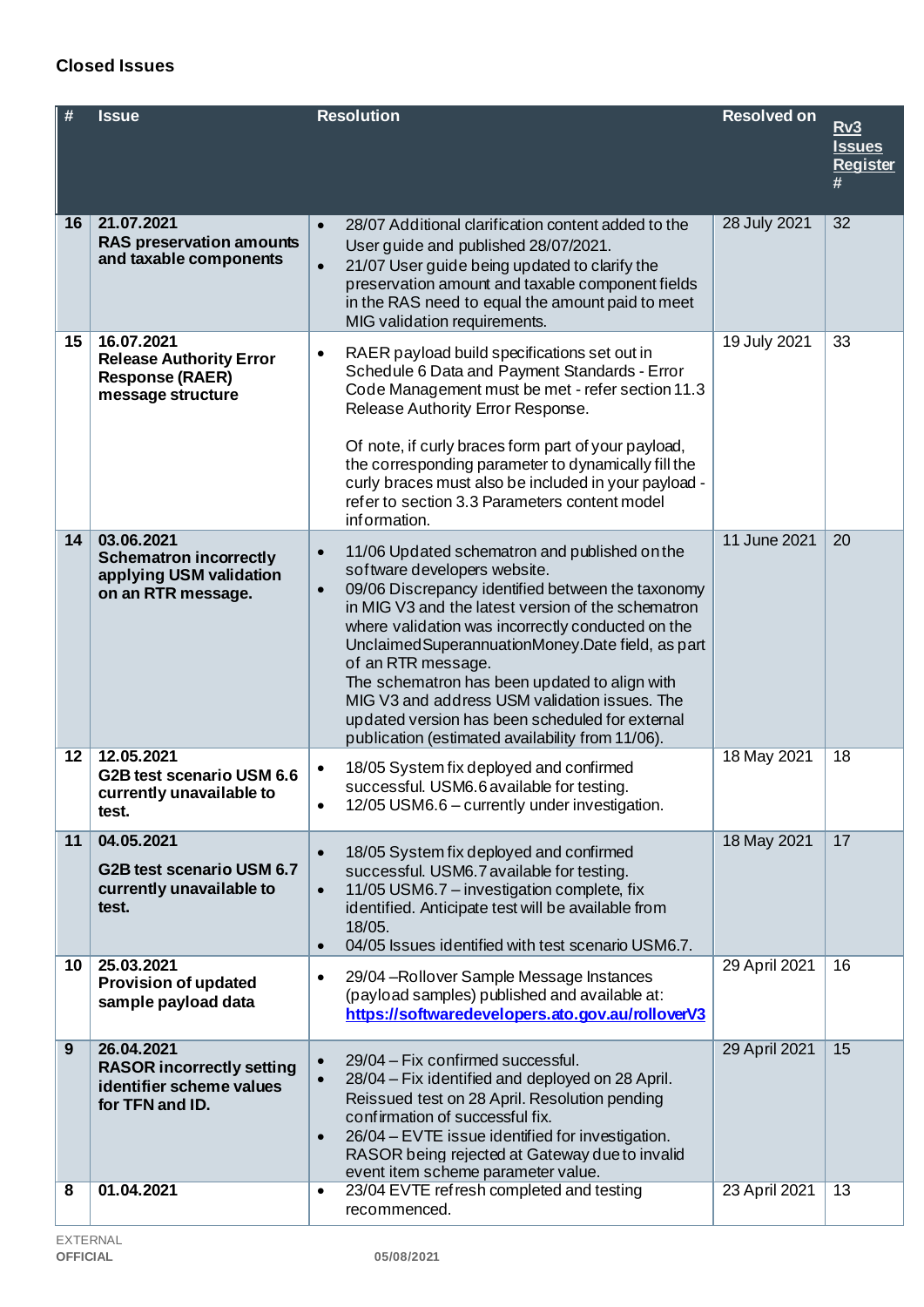### Closed Issues

| # | Issue | Resolution | Resolved on | Rv3 Issues Register # |
|---|---|---|---|---|
| 16 | **21.07.2021**<br>**RAS preservation amounts and taxable components** | • 28/07 Additional clarification content added to the User guide and published 28/07/2021.<br>• 21/07 User guide being updated to clarify the preservation amount and taxable component fields in the RAS need to equal the amount paid to meet MIG validation requirements. | 28 July 2021 | 32 |
| 15 | **16.07.2021**<br>**Release Authority Error Response (RAER) message structure** | • RAER payload build specifications set out in Schedule 6 Data and Payment Standards - Error Code Management must be met - refer section 11.3 Release Authority Error Response.<br><br>Of note, if curly braces form part of your payload, the corresponding parameter to dynamically fill the curly braces must also be included in your payload - refer to section 3.3 Parameters content model information. | 19 July 2021 | 33 |
| 14 | **03.06.2021**<br>**Schematron incorrectly applying USM validation on an RTR message.** | • 11/06 Updated schematron and published on the software developers website.<br>• 09/06 Discrepancy identified between the taxonomy in MIG V3 and the latest version of the schematron where validation was incorrectly conducted on the UnclaimedSuperannuationMoney.Date field, as part of an RTR message.<br>The schematron has been updated to align with MIG V3 and address USM validation issues. The updated version has been scheduled for external publication (estimated availability from 11/06). | 11 June 2021 | 20 |
| 12 | **12.05.2021**<br>**G2B test scenario USM 6.6 currently unavailable to test.** | • 18/05 System fix deployed and confirmed successful. USM6.6 available for testing.<br>• 12/05 USM6.6 – currently under investigation. | 18 May 2021 | 18 |
| 11 | **04.05.2021**<br>**G2B test scenario USM 6.7 currently unavailable to test.** | • 18/05 System fix deployed and confirmed successful. USM6.7 available for testing.<br>• 11/05 USM6.7 – investigation complete, fix identified. Anticipate test will be available from 18/05.<br>• 04/05 Issues identified with test scenario USM6.7. | 18 May 2021 | 17 |
| 10 | **25.03.2021**<br>**Provision of updated sample payload data** | • 29/04 –Rollover Sample Message Instances (payload samples) published and available at: [https://softwaredevelopers.ato.gov.au/rolloverV3](https://softwaredevelopers.ato.gov.au/rolloverV3) | 29 April 2021 | 16 |
| 9 | **26.04.2021**<br>**RASOR incorrectly setting identifier scheme values for TFN and ID.** | • 29/04 – Fix confirmed successful.<br>• 28/04 – Fix identified and deployed on 28 April. Reissued test on 28 April. Resolution pending confirmation of successful fix.<br>• 26/04 – EVTE issue identified for investigation. RASOR being rejected at Gateway due to invalid event item scheme parameter value. | 29 April 2021 | 15 |
| 8 | **01.04.2021** | • 23/04 EVTE refresh completed and testing recommenced. | 23 April 2021 | 13 |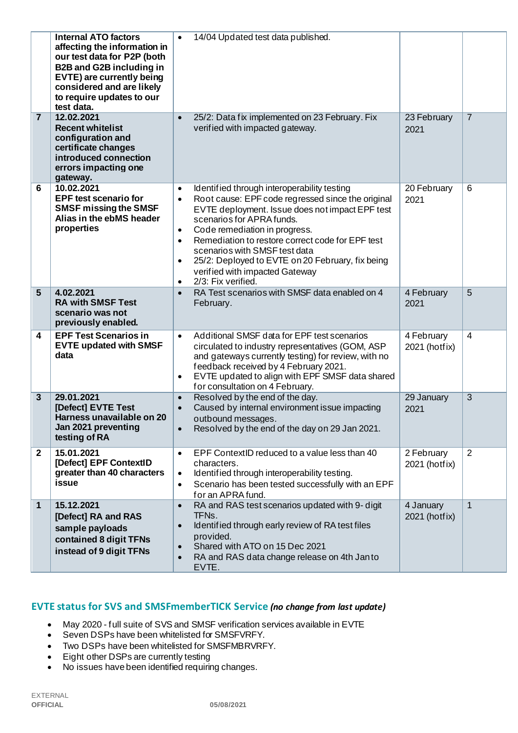|  | Internal ATO factors affecting the information in our test data for P2P (both B2B and G2B including in EVTE) are currently being considered and are likely to require updates to our test data. | • 14/04 Updated test data published. |  |  |
|---|---|---|---|---|
| **7** | **12.02.2021 Recent whitelist configuration and certificate changes introduced connection errors impacting one gateway.** | • 25/2: Data fix implemented on 23 February. Fix verified with impacted gateway. | 23 February 2021 | 7 |
| **6** | **10.02.2021 EPF test scenario for SMSF missing the SMSF Alias in the ebMS header properties** | • Identified through interoperability testing<br>• Root cause: EPF code regressed since the original EVTE deployment. Issue does not impact EPF test scenarios for APRA funds.<br>• Code remediation in progress.<br>• Remediation to restore correct code for EPF test scenarios with SMSF test data<br>• 25/2: Deployed to EVTE on 20 February, fix being verified with impacted Gateway<br>• 2/3: Fix verified. | 20 February 2021 | 6 |
| **5** | **4.02.2021 RA with SMSF Test scenario was not previously enabled.** | • RA Test scenarios with SMSF data enabled on 4 February. | 4 February 2021 | 5 |
| **4** | **EPF Test Scenarios in EVTE updated with SMSF data** | • Additional SMSF data for EPF test scenarios circulated to industry representatives (GOM, ASP and gateways currently testing) for review, with no feedback received by 4 February 2021.<br>• EVTE updated to align with EPF SMSF data shared for consultation on 4 February. | 4 February 2021 (hotfix) | 4 |
| **3** | **29.01.2021 [Defect] EVTE Test Harness unavailable on 20 Jan 2021 preventing testing of RA** | • Resolved by the end of the day.<br>• Caused by internal environment issue impacting outbound messages.<br>• Resolved by the end of the day on 29 Jan 2021. | 29 January 2021 | 3 |
| **2** | **15.01.2021 [Defect] EPF ContextID greater than 40 characters issue** | • EPF ContextID reduced to a value less than 40 characters.<br>• Identified through interoperability testing.<br>• Scenario has been tested successfully with an EPF for an APRA fund. | 2 February 2021 (hotfix) | 2 |
| **1** | **15.12.2021 [Defect] RA and RAS sample payloads contained 8 digit TFNs instead of 9 digit TFNs** | • RA and RAS test scenarios updated with 9- digit TFNs.<br>• Identified through early review of RA test files provided.<br>• Shared with ATO on 15 Dec 2021<br>• RA and RAS data change release on 4th Jan to EVTE. | 4 January 2021 (hotfix) | 1 |

## EVTE status for SVS and SMSFmemberTICK Service *(no change from last update)*

- May 2020 - full suite of SVS and SMSF verification services available in EVTE
- Seven DSPs have been whitelisted for SMSFVRFY.
- Two DSPs have been whitelisted for SMSFMBRVRFY.
- Eight other DSPs are currently testing
- No issues have been identified requiring changes.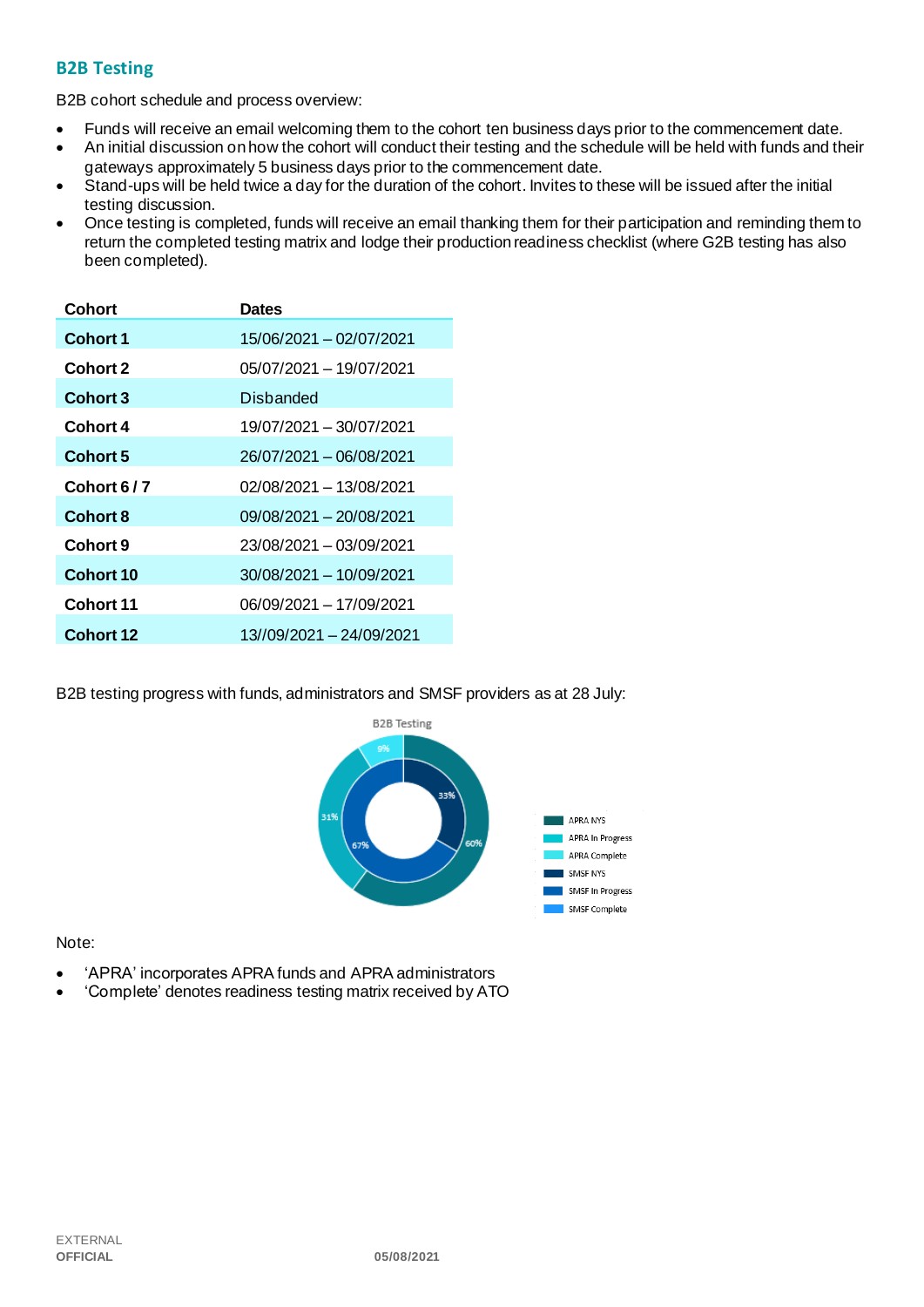## B2B Testing

B2B cohort schedule and process overview:

- Funds will receive an email welcoming them to the cohort ten business days prior to the commencement date.
- An initial discussion on how the cohort will conduct their testing and the schedule will be held with funds and their gateways approximately 5 business days prior to the commencement date.
- Stand-ups will be held twice a day for the duration of the cohort. Invites to these will be issued after the initial testing discussion.
- Once testing is completed, funds will receive an email thanking them for their participation and reminding them to return the completed testing matrix and lodge their production readiness checklist (where G2B testing has also been completed).

| Cohort | Dates |
|---|---|
| **Cohort 1** | 15/06/2021 – 02/07/2021 |
| **Cohort 2** | 05/07/2021 – 19/07/2021 |
| **Cohort 3** | Disbanded |
| **Cohort 4** | 19/07/2021 – 30/07/2021 |
| **Cohort 5** | 26/07/2021 – 06/08/2021 |
| **Cohort 6 / 7** | 02/08/2021 – 13/08/2021 |
| **Cohort 8** | 09/08/2021 – 20/08/2021 |
| **Cohort 9** | 23/08/2021 – 03/09/2021 |
| **Cohort 10** | 30/08/2021 – 10/09/2021 |
| **Cohort 11** | 06/09/2021 – 17/09/2021 |
| **Cohort 12** | 13//09/2021 – 24/09/2021 |

B2B testing progress with funds, administrators and SMSF providers as at 28 July:

B2B Testing

- APRA NYS: 60%
- APRA In Progress: 31%
- APRA Complete: 9%
- SMSF NYS: 33%
- SMSF In Progress: 67%
- SMSF Complete

Note:

- 'APRA' incorporates APRA funds and APRA administrators
- 'Complete' denotes readiness testing matrix received by ATO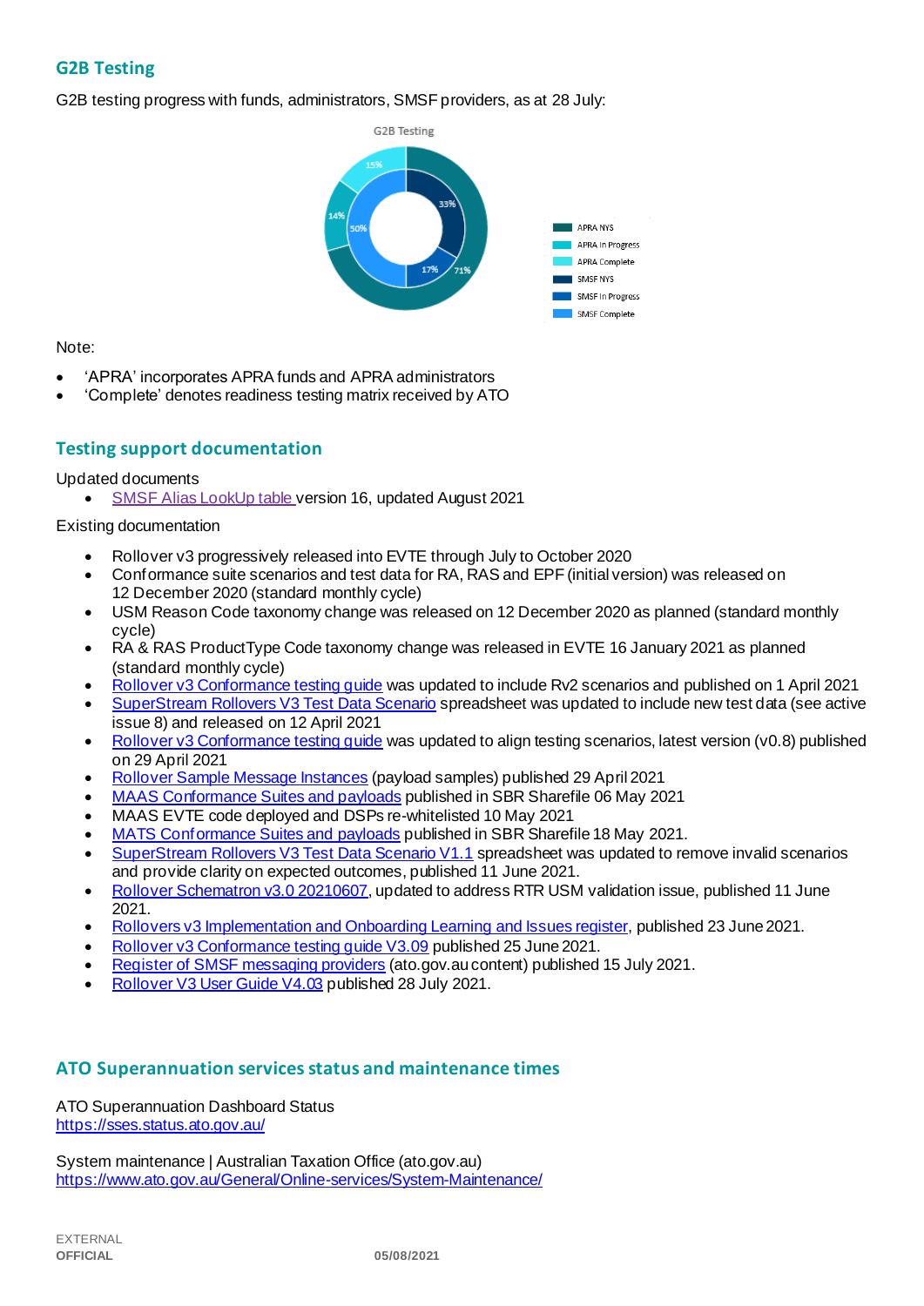## G2B Testing

G2B testing progress with funds, administrators, SMSF providers, as at 28 July:

Note:

- ‘APRA’ incorporates APRA funds and APRA administrators
- ‘Complete’ denotes readiness testing matrix received by ATO

## Testing support documentation

Updated documents

- SMSF Alias LookUp table version 16, updated August 2021

Existing documentation

- Rollover v3 progressively released into EVTE through July to October 2020
- Conformance suite scenarios and test data for RA, RAS and EPF (initial version) was released on 12 December 2020 (standard monthly cycle)
- USM Reason Code taxonomy change was released on 12 December 2020 as planned (standard monthly cycle)
- RA & RAS ProductType Code taxonomy change was released in EVTE 16 January 2021 as planned (standard monthly cycle)
- Rollover v3 Conformance testing guide was updated to include Rv2 scenarios and published on 1 April 2021
- SuperStream Rollovers V3 Test Data Scenario spreadsheet was updated to include new test data (see active issue 8) and released on 12 April 2021
- Rollover v3 Conformance testing guide was updated to align testing scenarios, latest version (v0.8) published on 29 April 2021
- Rollover Sample Message Instances (payload samples) published 29 April 2021
- MAAS Conformance Suites and payloads published in SBR Sharefile 06 May 2021
- MAAS EVTE code deployed and DSPs re-whitelisted 10 May 2021
- MATS Conformance Suites and payloads published in SBR Sharefile 18 May 2021.
- SuperStream Rollovers V3 Test Data Scenario V1.1 spreadsheet was updated to remove invalid scenarios and provide clarity on expected outcomes, published 11 June 2021.
- Rollover Schematron v3.0 20210607, updated to address RTR USM validation issue, published 11 June 2021.
- Rollovers v3 Implementation and Onboarding Learning and Issues register, published 23 June 2021.
- Rollover v3 Conformance testing guide V3.09 published 25 June 2021.
- Register of SMSF messaging providers (ato.gov.au content) published 15 July 2021.
- Rollover V3 User Guide V4.03 published 28 July 2021.

## ATO Superannuation services status and maintenance times

ATO Superannuation Dashboard Status
https://sses.status.ato.gov.au/

System maintenance | Australian Taxation Office (ato.gov.au)
https://www.ato.gov.au/General/Online-services/System-Maintenance/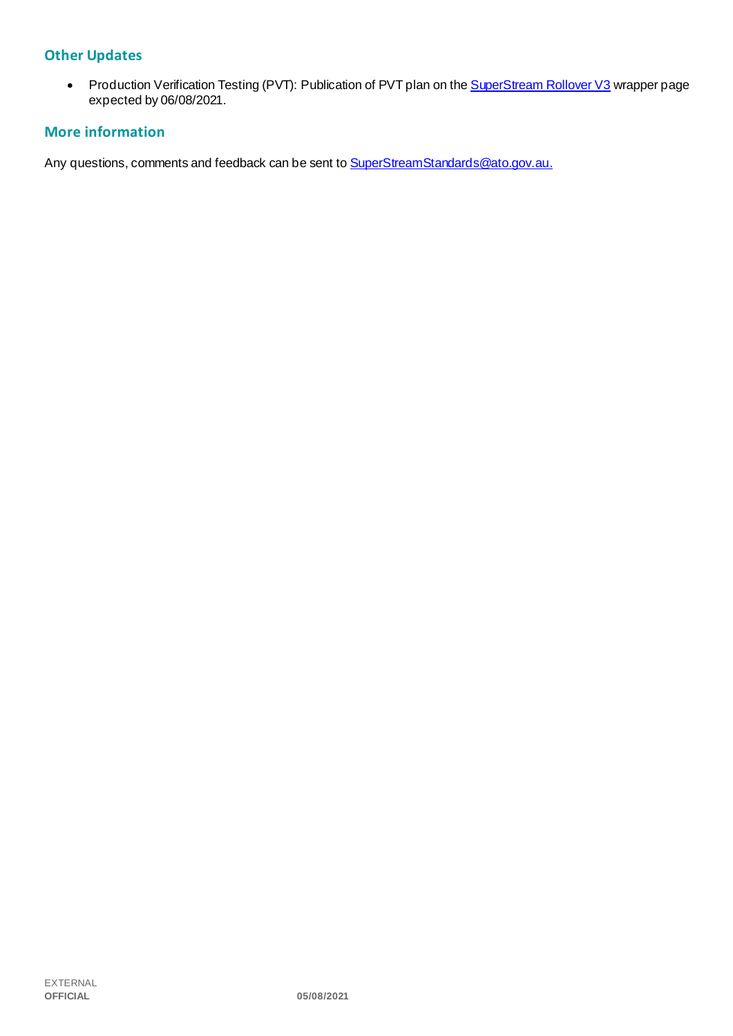## Other Updates

- Production Verification Testing (PVT): Publication of PVT plan on the SuperStream Rollover V3 wrapper page expected by 06/08/2021.

## More information

Any questions, comments and feedback can be sent to SuperStreamStandards@ato.gov.au.